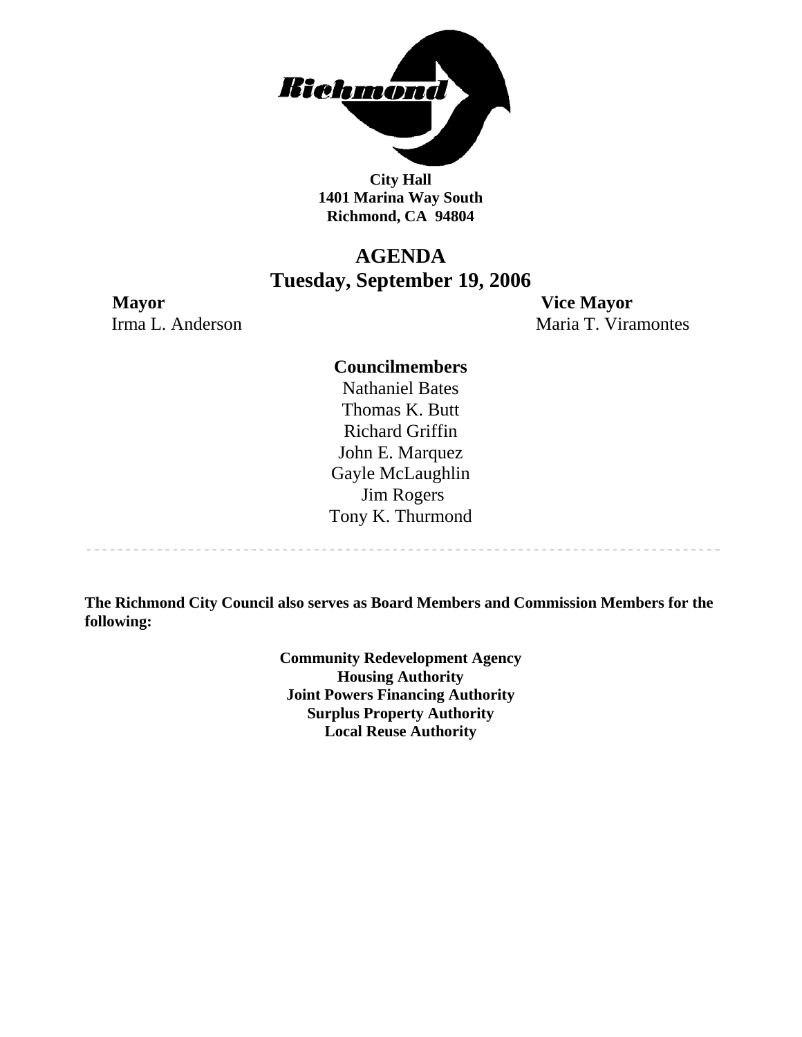**City Hall**
**1401 Marina Way South**
**Richmond, CA 94804**

# AGENDA
## Tuesday, September 19, 2006

**Mayor**
Irma L. Anderson

**Vice Mayor**
Maria T. Viramontes

**Councilmembers**
Nathaniel Bates
Thomas K. Butt
Richard Griffin
John E. Marquez
Gayle McLaughlin
Jim Rogers
Tony K. Thurmond

---

**The Richmond City Council also serves as Board Members and Commission Members for the following:**

**Community Redevelopment Agency**
**Housing Authority**
**Joint Powers Financing Authority**
**Surplus Property Authority**
**Local Reuse Authority**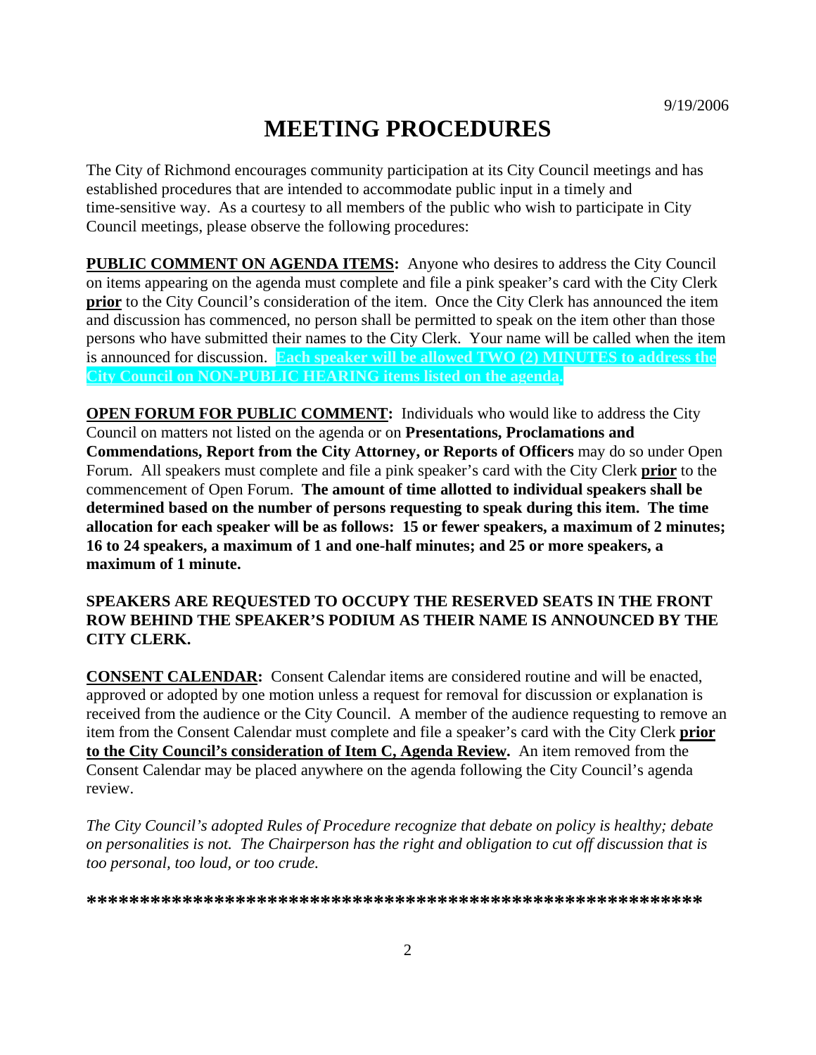9/19/2006

# MEETING PROCEDURES

The City of Richmond encourages community participation at its City Council meetings and has established procedures that are intended to accommodate public input in a timely and time-sensitive way. As a courtesy to all members of the public who wish to participate in City Council meetings, please observe the following procedures:

**PUBLIC COMMENT ON AGENDA ITEMS:** Anyone who desires to address the City Council on items appearing on the agenda must complete and file a pink speaker's card with the City Clerk **prior** to the City Council's consideration of the item. Once the City Clerk has announced the item and discussion has commenced, no person shall be permitted to speak on the item other than those persons who have submitted their names to the City Clerk. Your name will be called when the item is announced for discussion. **Each speaker will be allowed TWO (2) MINUTES to address the City Council on NON-PUBLIC HEARING items listed on the agenda.**

**OPEN FORUM FOR PUBLIC COMMENT:** Individuals who would like to address the City Council on matters not listed on the agenda or on **Presentations, Proclamations and Commendations, Report from the City Attorney, or Reports of Officers** may do so under Open Forum. All speakers must complete and file a pink speaker's card with the City Clerk **prior** to the commencement of Open Forum. **The amount of time allotted to individual speakers shall be determined based on the number of persons requesting to speak during this item. The time allocation for each speaker will be as follows: 15 or fewer speakers, a maximum of 2 minutes; 16 to 24 speakers, a maximum of 1 and one-half minutes; and 25 or more speakers, a maximum of 1 minute.**

**SPEAKERS ARE REQUESTED TO OCCUPY THE RESERVED SEATS IN THE FRONT ROW BEHIND THE SPEAKER'S PODIUM AS THEIR NAME IS ANNOUNCED BY THE CITY CLERK.**

**CONSENT CALENDAR:** Consent Calendar items are considered routine and will be enacted, approved or adopted by one motion unless a request for removal for discussion or explanation is received from the audience or the City Council. A member of the audience requesting to remove an item from the Consent Calendar must complete and file a speaker's card with the City Clerk **prior to the City Council's consideration of Item C, Agenda Review.** An item removed from the Consent Calendar may be placed anywhere on the agenda following the City Council's agenda review.

*The City Council's adopted Rules of Procedure recognize that debate on policy is healthy; debate on personalities is not. The Chairperson has the right and obligation to cut off discussion that is too personal, too loud, or too crude.*

**\*\*\*\*\*\*\*\*\*\*\*\*\*\*\*\*\*\*\*\*\*\*\*\*\*\*\*\*\*\*\*\*\*\*\*\*\*\*\*\*\*\*\*\*\*\*\*\*\*\*\*\*\*\*\*\*\*\*\*\*\***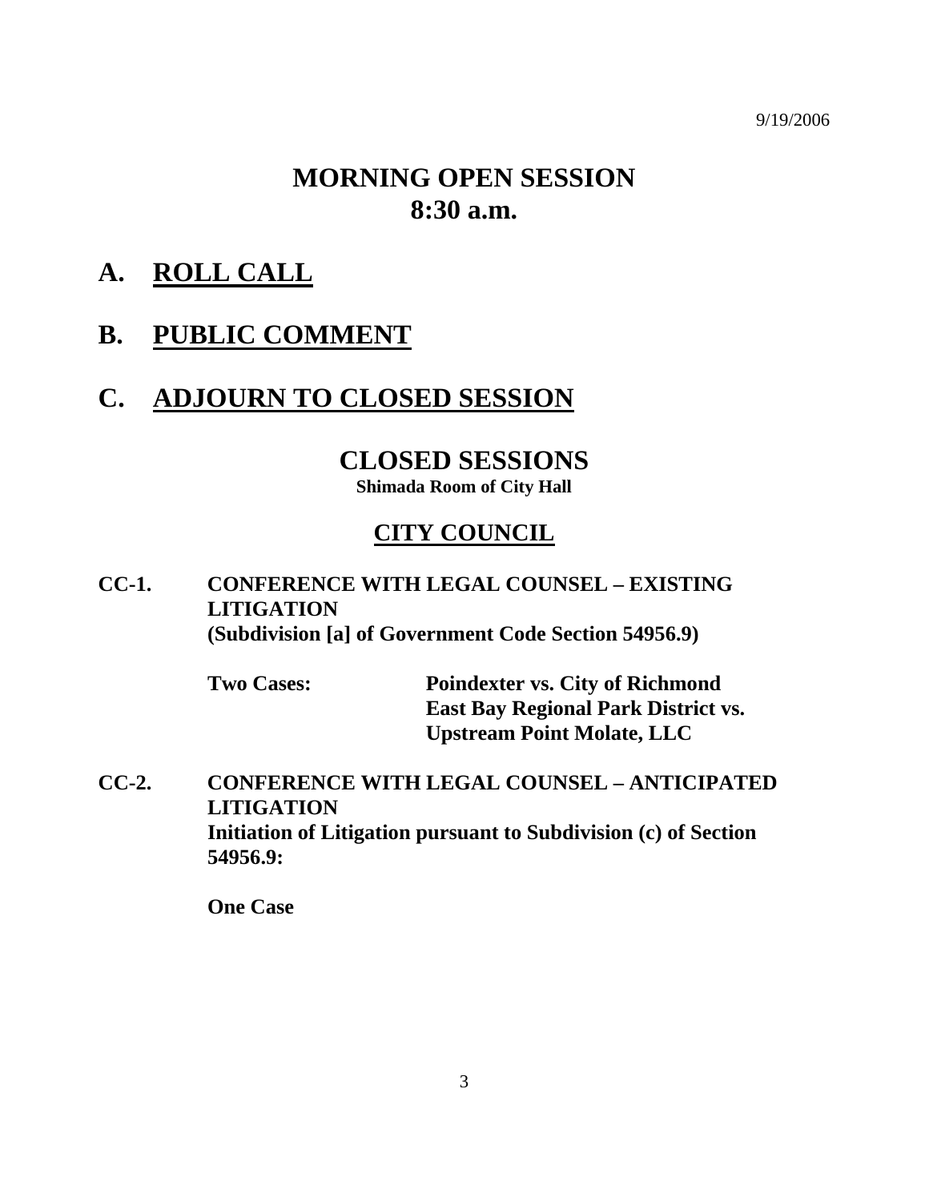9/19/2006

# MORNING OPEN SESSION
# 8:30 a.m.

## A. ROLL CALL

## B. PUBLIC COMMENT

## C. ADJOURN TO CLOSED SESSION

# CLOSED SESSIONS

**Shimada Room of City Hall**

## CITY COUNCIL

**CC-1. CONFERENCE WITH LEGAL COUNSEL – EXISTING LITIGATION (Subdivision [a] of Government Code Section 54956.9)**

**Two Cases:** **Poindexter vs. City of Richmond**
**East Bay Regional Park District vs. Upstream Point Molate, LLC**

**CC-2. CONFERENCE WITH LEGAL COUNSEL – ANTICIPATED LITIGATION Initiation of Litigation pursuant to Subdivision (c) of Section 54956.9:**

**One Case**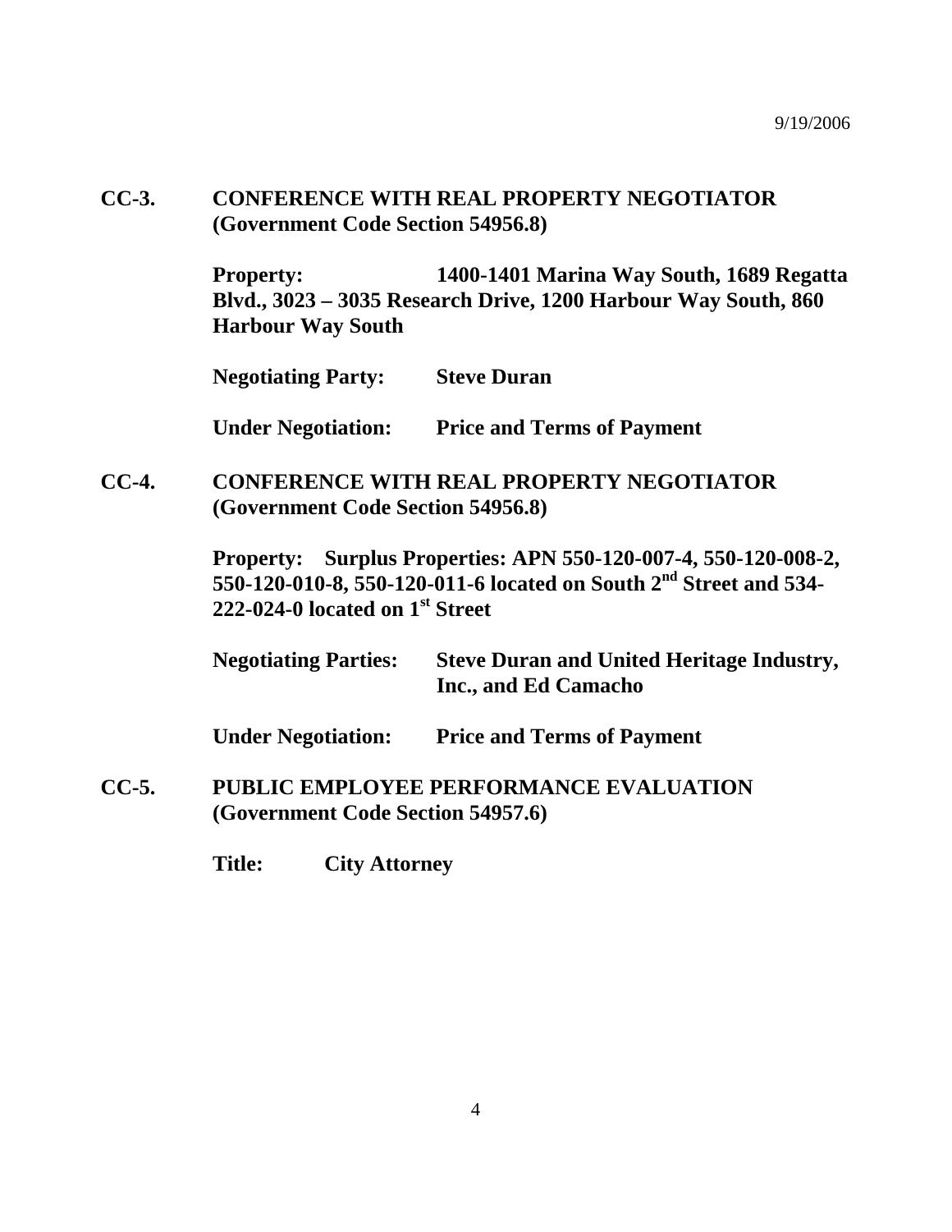**CC-3. CONFERENCE WITH REAL PROPERTY NEGOTIATOR (Government Code Section 54956.8)**

**Property:** **1400-1401 Marina Way South, 1689 Regatta Blvd., 3023 – 3035 Research Drive, 1200 Harbour Way South, 860 Harbour Way South**

**Negotiating Party:** **Steve Duran**

**Under Negotiation:** **Price and Terms of Payment**

**CC-4. CONFERENCE WITH REAL PROPERTY NEGOTIATOR (Government Code Section 54956.8)**

**Property:** **Surplus Properties: APN 550-120-007-4, 550-120-008-2, 550-120-010-8, 550-120-011-6 located on South 2nd Street and 534-222-024-0 located on 1st Street**

**Negotiating Parties:** **Steve Duran and United Heritage Industry, Inc., and Ed Camacho**

**Under Negotiation:** **Price and Terms of Payment**

**CC-5. PUBLIC EMPLOYEE PERFORMANCE EVALUATION (Government Code Section 54957.6)**

**Title:** **City Attorney**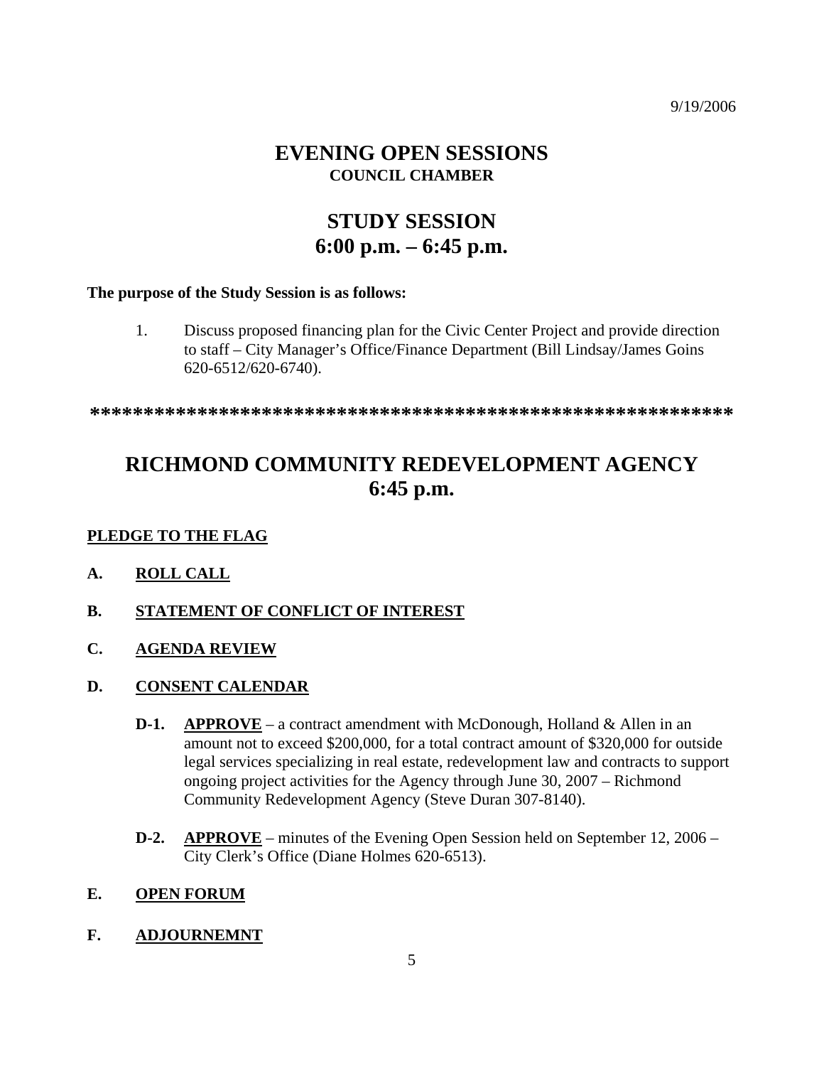9/19/2006

# EVENING OPEN SESSIONS
**COUNCIL CHAMBER**

# STUDY SESSION
# 6:00 p.m. – 6:45 p.m.

**The purpose of the Study Session is as follows:**

1. Discuss proposed financing plan for the Civic Center Project and provide direction to staff – City Manager's Office/Finance Department (Bill Lindsay/James Goins 620-6512/620-6740).

**************************************************************

# RICHMOND COMMUNITY REDEVELOPMENT AGENCY
# 6:45 p.m.

**PLEDGE TO THE FLAG**

**A. ROLL CALL**

**B. STATEMENT OF CONFLICT OF INTEREST**

**C. AGENDA REVIEW**

**D. CONSENT CALENDAR**

**D-1.** **APPROVE** – a contract amendment with McDonough, Holland & Allen in an amount not to exceed $200,000, for a total contract amount of $320,000 for outside legal services specializing in real estate, redevelopment law and contracts to support ongoing project activities for the Agency through June 30, 2007 – Richmond Community Redevelopment Agency (Steve Duran 307-8140).

**D-2.** **APPROVE** – minutes of the Evening Open Session held on September 12, 2006 – City Clerk's Office (Diane Holmes 620-6513).

**E. OPEN FORUM**

**F. ADJOURNEMNT**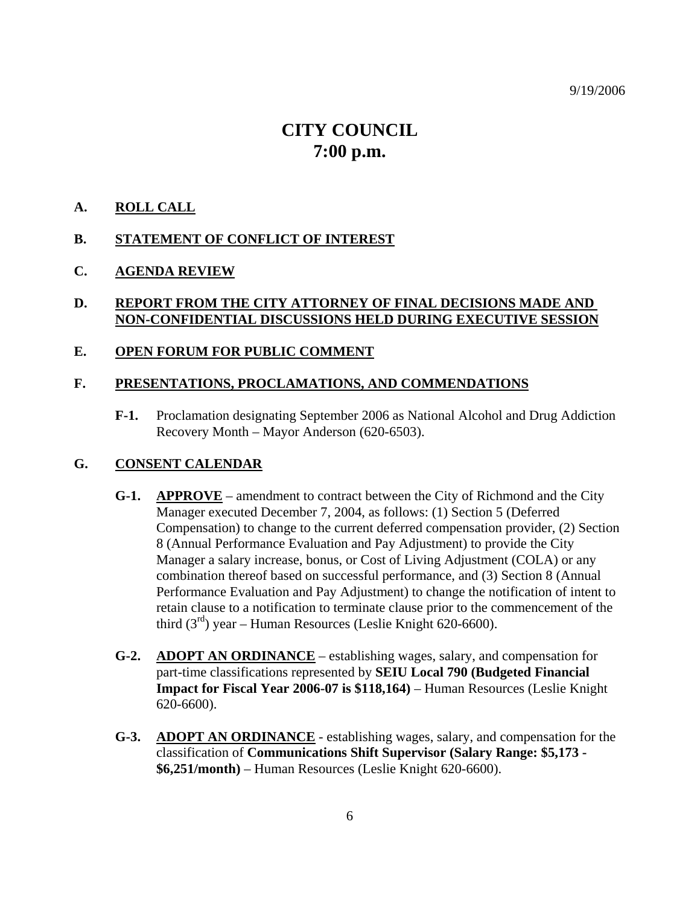9/19/2006

# CITY COUNCIL
# 7:00 p.m.

## A. ROLL CALL

## B. STATEMENT OF CONFLICT OF INTEREST

## C. AGENDA REVIEW

## D. REPORT FROM THE CITY ATTORNEY OF FINAL DECISIONS MADE AND NON-CONFIDENTIAL DISCUSSIONS HELD DURING EXECUTIVE SESSION

## E. OPEN FORUM FOR PUBLIC COMMENT

## F. PRESENTATIONS, PROCLAMATIONS, AND COMMENDATIONS

**F-1.** Proclamation designating September 2006 as National Alcohol and Drug Addiction Recovery Month – Mayor Anderson (620-6503).

## G. CONSENT CALENDAR

**G-1.** **APPROVE** – amendment to contract between the City of Richmond and the City Manager executed December 7, 2004, as follows: (1) Section 5 (Deferred Compensation) to change to the current deferred compensation provider, (2) Section 8 (Annual Performance Evaluation and Pay Adjustment) to provide the City Manager a salary increase, bonus, or Cost of Living Adjustment (COLA) or any combination thereof based on successful performance, and (3) Section 8 (Annual Performance Evaluation and Pay Adjustment) to change the notification of intent to retain clause to a notification to terminate clause prior to the commencement of the third (3rd) year – Human Resources (Leslie Knight 620-6600).

**G-2.** **ADOPT AN ORDINANCE** – establishing wages, salary, and compensation for part-time classifications represented by **SEIU Local 790 (Budgeted Financial Impact for Fiscal Year 2006-07 is $118,164)** – Human Resources (Leslie Knight 620-6600).

**G-3.** **ADOPT AN ORDINANCE** - establishing wages, salary, and compensation for the classification of **Communications Shift Supervisor (Salary Range: $5,173 - $6,251/month)** – Human Resources (Leslie Knight 620-6600).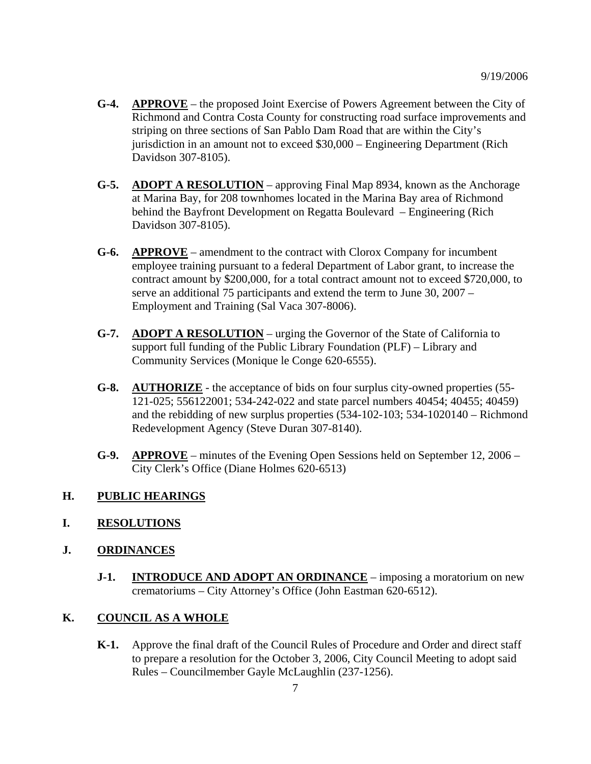- **G-4.** **APPROVE** – the proposed Joint Exercise of Powers Agreement between the City of Richmond and Contra Costa County for constructing road surface improvements and striping on three sections of San Pablo Dam Road that are within the City's jurisdiction in an amount not to exceed $30,000 – Engineering Department (Rich Davidson 307-8105).

- **G-5.** **ADOPT A RESOLUTION** – approving Final Map 8934, known as the Anchorage at Marina Bay, for 208 townhomes located in the Marina Bay area of Richmond behind the Bayfront Development on Regatta Boulevard – Engineering (Rich Davidson 307-8105).

- **G-6.** **APPROVE** – amendment to the contract with Clorox Company for incumbent employee training pursuant to a federal Department of Labor grant, to increase the contract amount by $200,000, for a total contract amount not to exceed $720,000, to serve an additional 75 participants and extend the term to June 30, 2007 – Employment and Training (Sal Vaca 307-8006).

- **G-7.** **ADOPT A RESOLUTION** – urging the Governor of the State of California to support full funding of the Public Library Foundation (PLF) – Library and Community Services (Monique le Conge 620-6555).

- **G-8.** **AUTHORIZE** - the acceptance of bids on four surplus city-owned properties (55-121-025; 556122001; 534-242-022 and state parcel numbers 40454; 40455; 40459) and the rebidding of new surplus properties (534-102-103; 534-1020140 – Richmond Redevelopment Agency (Steve Duran 307-8140).

- **G-9.** **APPROVE** – minutes of the Evening Open Sessions held on September 12, 2006 – City Clerk's Office (Diane Holmes 620-6513)

## H. PUBLIC HEARINGS

## I. RESOLUTIONS

## J. ORDINANCES

- **J-1.** **INTRODUCE AND ADOPT AN ORDINANCE** – imposing a moratorium on new crematoriums – City Attorney's Office (John Eastman 620-6512).

## K. COUNCIL AS A WHOLE

- **K-1.** Approve the final draft of the Council Rules of Procedure and Order and direct staff to prepare a resolution for the October 3, 2006, City Council Meeting to adopt said Rules – Councilmember Gayle McLaughlin (237-1256).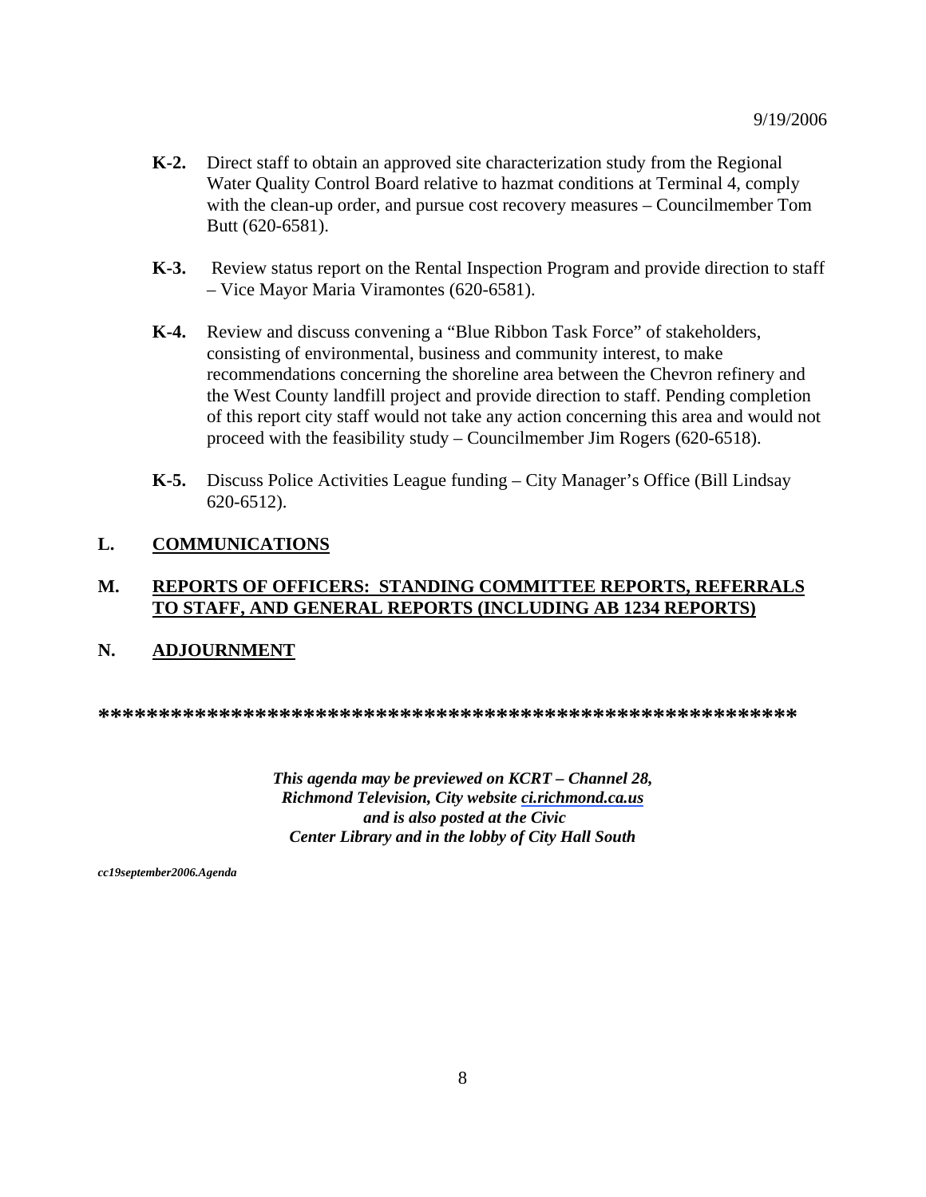**K-2.** Direct staff to obtain an approved site characterization study from the Regional Water Quality Control Board relative to hazmat conditions at Terminal 4, comply with the clean-up order, and pursue cost recovery measures – Councilmember Tom Butt (620-6581).

**K-3.** Review status report on the Rental Inspection Program and provide direction to staff – Vice Mayor Maria Viramontes (620-6581).

**K-4.** Review and discuss convening a "Blue Ribbon Task Force" of stakeholders, consisting of environmental, business and community interest, to make recommendations concerning the shoreline area between the Chevron refinery and the West County landfill project and provide direction to staff. Pending completion of this report city staff would not take any action concerning this area and would not proceed with the feasibility study – Councilmember Jim Rogers (620-6518).

**K-5.** Discuss Police Activities League funding – City Manager's Office (Bill Lindsay 620-6512).

## L. COMMUNICATIONS

## M. REPORTS OF OFFICERS: STANDING COMMITTEE REPORTS, REFERRALS TO STAFF, AND GENERAL REPORTS (INCLUDING AB 1234 REPORTS)

## N. ADJOURNMENT

**\*\*\*\*\*\*\*\*\*\*\*\*\*\*\*\*\*\*\*\*\*\*\*\*\*\*\*\*\*\*\*\*\*\*\*\*\*\*\*\*\*\*\*\*\*\*\*\*\*\*\*\*\*\*\*\*\*\*\***

***This agenda may be previewed on KCRT – Channel 28, Richmond Television, City website ci.richmond.ca.us and is also posted at the Civic Center Library and in the lobby of City Hall South***

***cc19september2006.Agenda***